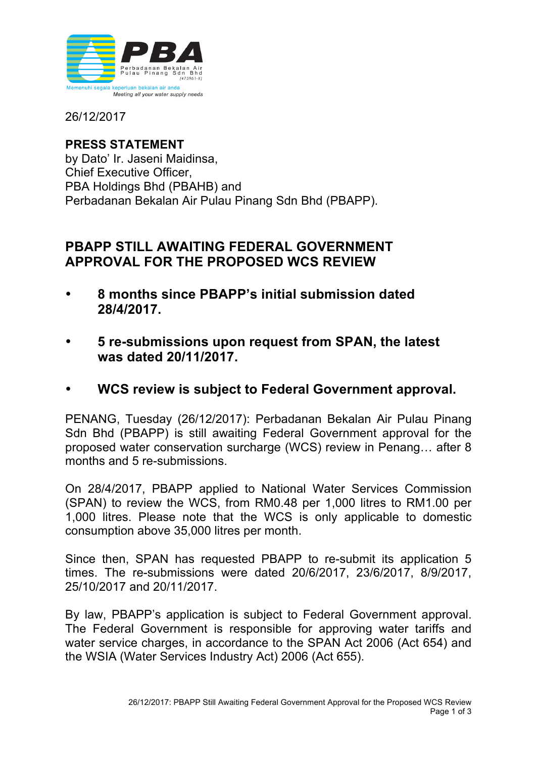PBA

Perbadanan Bekalan Air Pulau Pinang Sdn Bhd (475961-X)

Memenuhi segala keperluan bekalan air anda

*Meeting all your water supply needs*

26/12/2017

**PRESS STATEMENT**
by Dato' Ir. Jaseni Maidinsa,
Chief Executive Officer,
PBA Holdings Bhd (PBAHB) and
Perbadanan Bekalan Air Pulau Pinang Sdn Bhd (PBAPP).

## PBAPP STILL AWAITING FEDERAL GOVERNMENT APPROVAL FOR THE PROPOSED WCS REVIEW

- **8 months since PBAPP's initial submission dated 28/4/2017.**
- **5 re-submissions upon request from SPAN, the latest was dated 20/11/2017.**
- **WCS review is subject to Federal Government approval.**

PENANG, Tuesday (26/12/2017): Perbadanan Bekalan Air Pulau Pinang Sdn Bhd (PBAPP) is still awaiting Federal Government approval for the proposed water conservation surcharge (WCS) review in Penang… after 8 months and 5 re-submissions.

On 28/4/2017, PBAPP applied to National Water Services Commission (SPAN) to review the WCS, from RM0.48 per 1,000 litres to RM1.00 per 1,000 litres. Please note that the WCS is only applicable to domestic consumption above 35,000 litres per month.

Since then, SPAN has requested PBAPP to re-submit its application 5 times. The re-submissions were dated 20/6/2017, 23/6/2017, 8/9/2017, 25/10/2017 and 20/11/2017.

By law, PBAPP's application is subject to Federal Government approval. The Federal Government is responsible for approving water tariffs and water service charges, in accordance to the SPAN Act 2006 (Act 654) and the WSIA (Water Services Industry Act) 2006 (Act 655).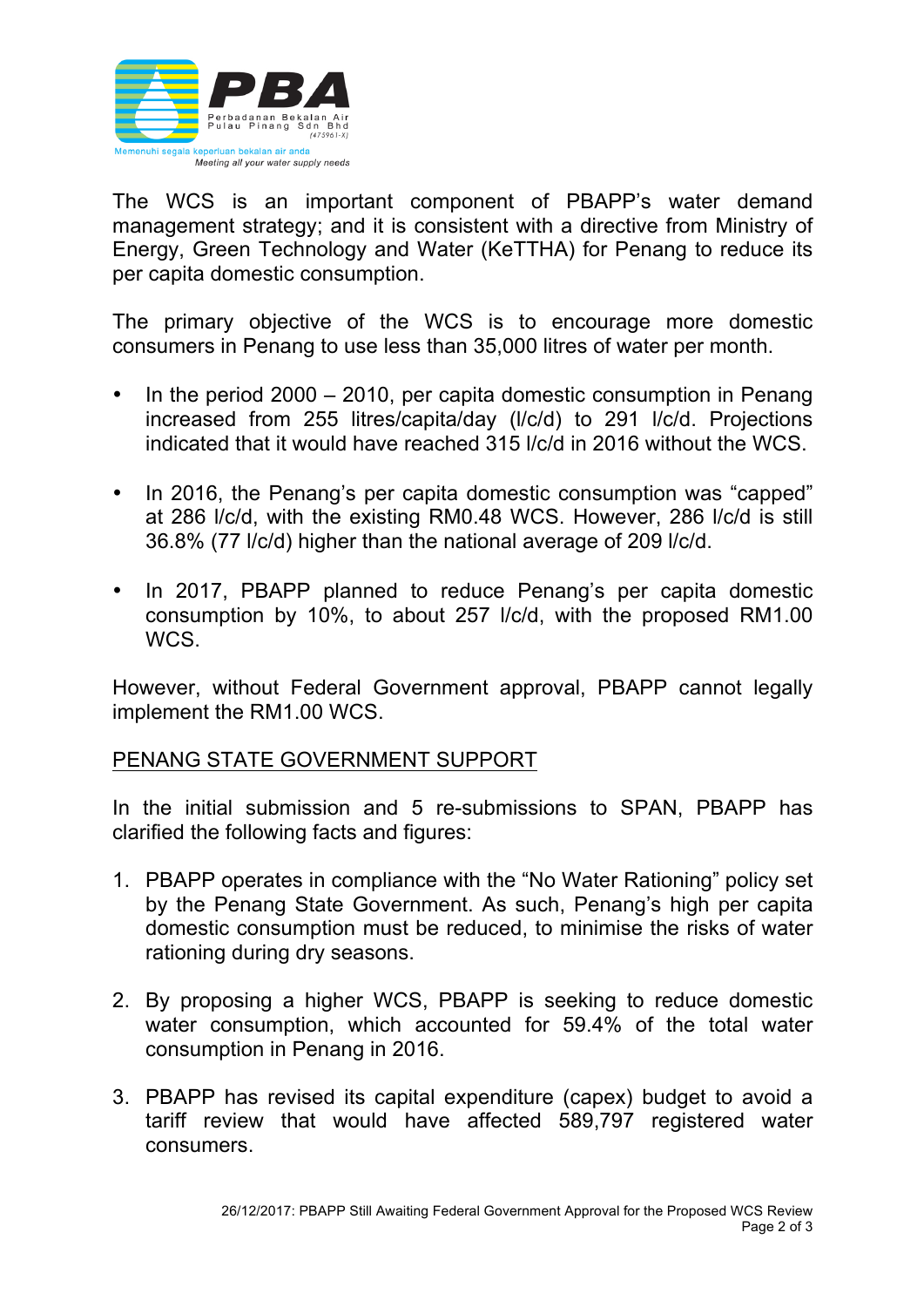The WCS is an important component of PBAPP's water demand management strategy; and it is consistent with a directive from Ministry of Energy, Green Technology and Water (KeTTHA) for Penang to reduce its per capita domestic consumption.

The primary objective of the WCS is to encourage more domestic consumers in Penang to use less than 35,000 litres of water per month.

- In the period 2000 – 2010, per capita domestic consumption in Penang increased from 255 litres/capita/day (l/c/d) to 291 l/c/d. Projections indicated that it would have reached 315 l/c/d in 2016 without the WCS.
- In 2016, the Penang's per capita domestic consumption was "capped" at 286 l/c/d, with the existing RM0.48 WCS. However, 286 l/c/d is still 36.8% (77 l/c/d) higher than the national average of 209 l/c/d.
- In 2017, PBAPP planned to reduce Penang's per capita domestic consumption by 10%, to about 257 l/c/d, with the proposed RM1.00 WCS.

However, without Federal Government approval, PBAPP cannot legally implement the RM1.00 WCS.

<u>PENANG STATE GOVERNMENT SUPPORT</u>

In the initial submission and 5 re-submissions to SPAN, PBAPP has clarified the following facts and figures:

1. PBAPP operates in compliance with the "No Water Rationing" policy set by the Penang State Government. As such, Penang's high per capita domestic consumption must be reduced, to minimise the risks of water rationing during dry seasons.
2. By proposing a higher WCS, PBAPP is seeking to reduce domestic water consumption, which accounted for 59.4% of the total water consumption in Penang in 2016.
3. PBAPP has revised its capital expenditure (capex) budget to avoid a tariff review that would have affected 589,797 registered water consumers.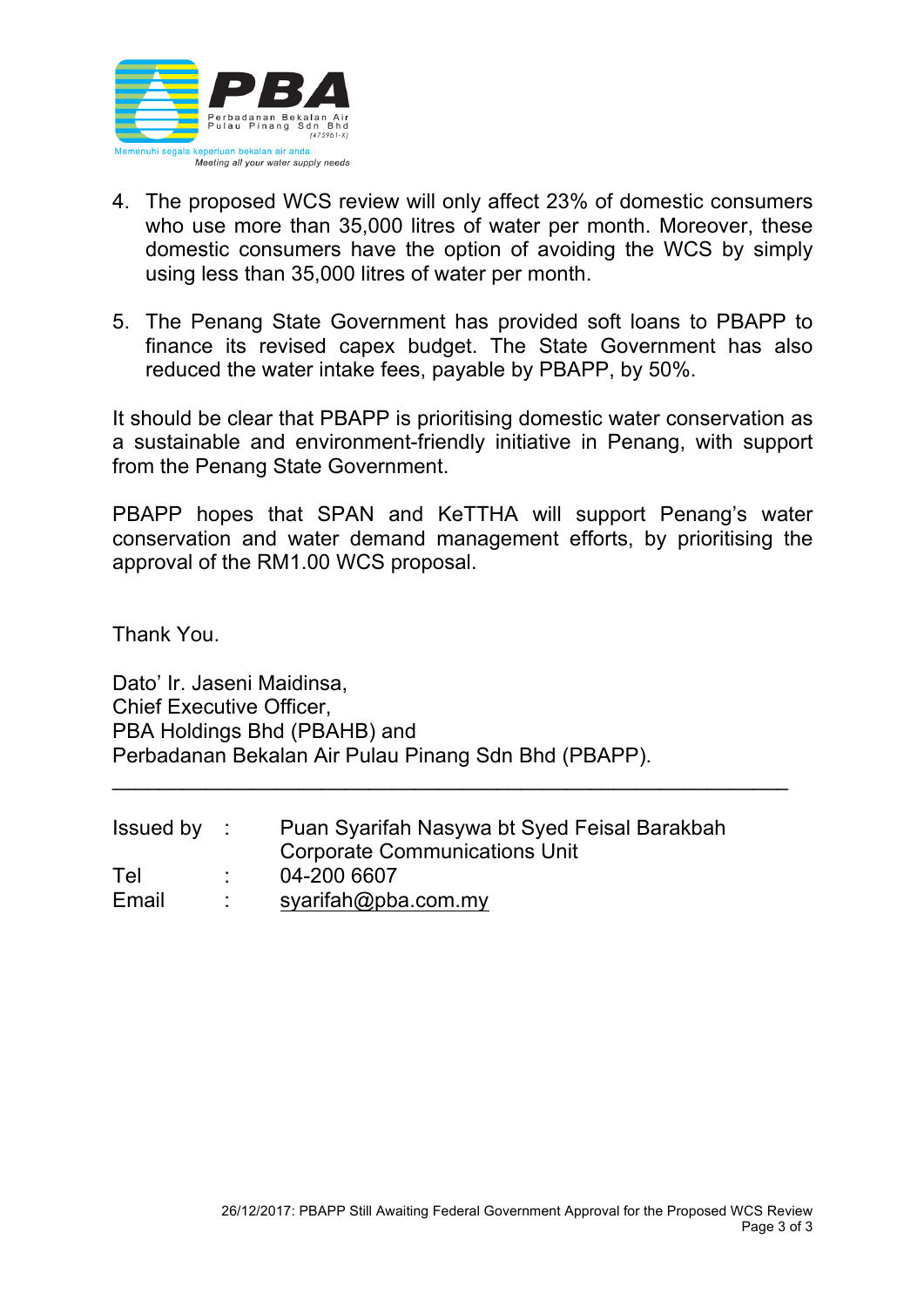4. The proposed WCS review will only affect 23% of domestic consumers who use more than 35,000 litres of water per month. Moreover, these domestic consumers have the option of avoiding the WCS by simply using less than 35,000 litres of water per month.

5. The Penang State Government has provided soft loans to PBAPP to finance its revised capex budget. The State Government has also reduced the water intake fees, payable by PBAPP, by 50%.

It should be clear that PBAPP is prioritising domestic water conservation as a sustainable and environment-friendly initiative in Penang, with support from the Penang State Government.

PBAPP hopes that SPAN and KeTTHA will support Penang's water conservation and water demand management efforts, by prioritising the approval of the RM1.00 WCS proposal.

Thank You.

Dato' Ir. Jaseni Maidinsa,
Chief Executive Officer,
PBA Holdings Bhd (PBAHB) and
Perbadanan Bekalan Air Pulau Pinang Sdn Bhd (PBAPP).

---

| | | |
|---|---|---|
| Issued by | : | Puan Syarifah Nasywa bt Syed Feisal Barakbah<br>Corporate Communications Unit |
| Tel | : | 04-200 6607 |
| Email | : | syarifah@pba.com.my |